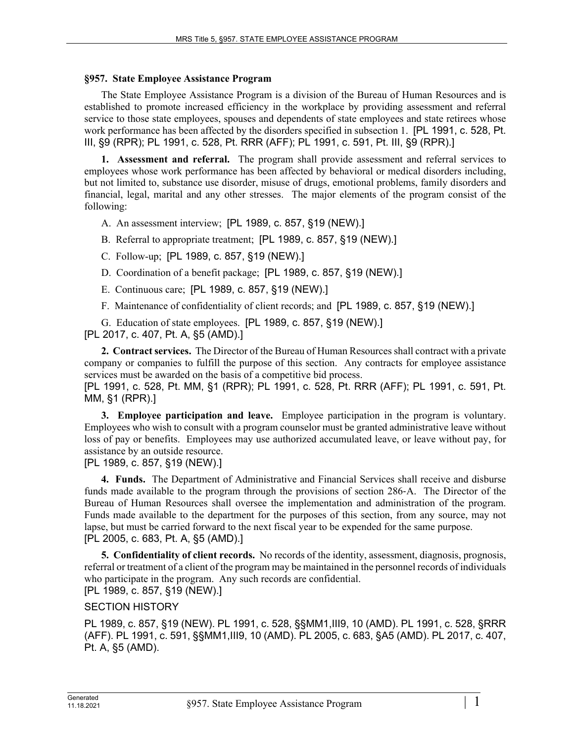## §957. State Employee Assistance Program

The State Employee Assistance Program is a division of the Bureau of Human Resources and is established to promote increased efficiency in the workplace by providing assessment and referral service to those state employees, spouses and dependents of state employees and state retirees whose work performance has been affected by the disorders specified in subsection 1. [PL 1991, c. 528, Pt. III, §9 (RPR); PL 1991, c. 528, Pt. RRR (AFF); PL 1991, c. 591, Pt. III, §9 (RPR).]

**1. Assessment and referral.** The program shall provide assessment and referral services to employees whose work performance has been affected by behavioral or medical disorders including, but not limited to, substance use disorder, misuse of drugs, emotional problems, family disorders and financial, legal, marital and any other stresses. The major elements of the program consist of the following:

A. An assessment interview; [PL 1989, c. 857, §19 (NEW).]

B. Referral to appropriate treatment; [PL 1989, c. 857, §19 (NEW).]

C. Follow-up; [PL 1989, c. 857, §19 (NEW).]

D. Coordination of a benefit package; [PL 1989, c. 857, §19 (NEW).]

E. Continuous care; [PL 1989, c. 857, §19 (NEW).]

F. Maintenance of confidentiality of client records; and [PL 1989, c. 857, §19 (NEW).]

G. Education of state employees. [PL 1989, c. 857, §19 (NEW).]

[PL 2017, c. 407, Pt. A, §5 (AMD).]

**2. Contract services.** The Director of the Bureau of Human Resources shall contract with a private company or companies to fulfill the purpose of this section. Any contracts for employee assistance services must be awarded on the basis of a competitive bid process.

[PL 1991, c. 528, Pt. MM, §1 (RPR); PL 1991, c. 528, Pt. RRR (AFF); PL 1991, c. 591, Pt. MM, §1 (RPR).]

**3. Employee participation and leave.** Employee participation in the program is voluntary. Employees who wish to consult with a program counselor must be granted administrative leave without loss of pay or benefits. Employees may use authorized accumulated leave, or leave without pay, for assistance by an outside resource.

[PL 1989, c. 857, §19 (NEW).]

**4. Funds.** The Department of Administrative and Financial Services shall receive and disburse funds made available to the program through the provisions of section 286-A. The Director of the Bureau of Human Resources shall oversee the implementation and administration of the program. Funds made available to the department for the purposes of this section, from any source, may not lapse, but must be carried forward to the next fiscal year to be expended for the same purpose.

[PL 2005, c. 683, Pt. A, §5 (AMD).]

**5. Confidentiality of client records.** No records of the identity, assessment, diagnosis, prognosis, referral or treatment of a client of the program may be maintained in the personnel records of individuals who participate in the program. Any such records are confidential.

[PL 1989, c. 857, §19 (NEW).]

SECTION HISTORY

PL 1989, c. 857, §19 (NEW). PL 1991, c. 528, §§MM1,III9, 10 (AMD). PL 1991, c. 528, §RRR (AFF). PL 1991, c. 591, §§MM1,III9, 10 (AMD). PL 2005, c. 683, §A5 (AMD). PL 2017, c. 407, Pt. A, §5 (AMD).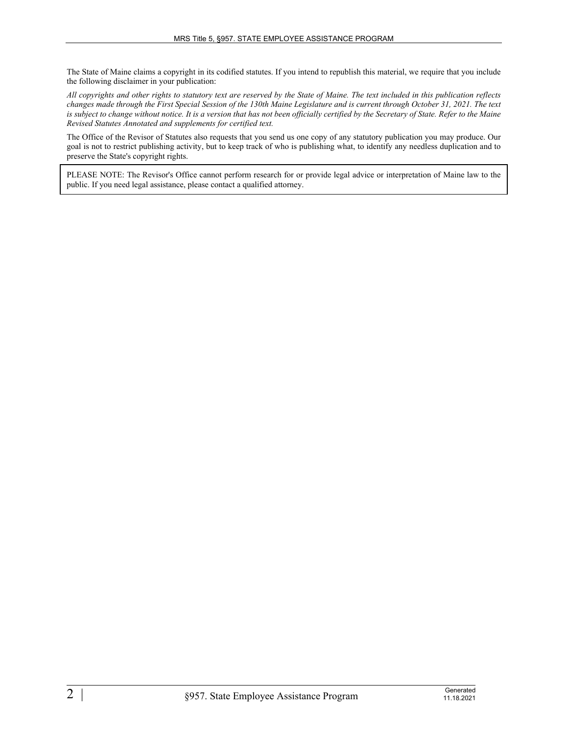The State of Maine claims a copyright in its codified statutes. If you intend to republish this material, we require that you include the following disclaimer in your publication:

*All copyrights and other rights to statutory text are reserved by the State of Maine. The text included in this publication reflects changes made through the First Special Session of the 130th Maine Legislature and is current through October 31, 2021. The text is subject to change without notice. It is a version that has not been officially certified by the Secretary of State. Refer to the Maine Revised Statutes Annotated and supplements for certified text.*

The Office of the Revisor of Statutes also requests that you send us one copy of any statutory publication you may produce. Our goal is not to restrict publishing activity, but to keep track of who is publishing what, to identify any needless duplication and to preserve the State's copyright rights.

PLEASE NOTE: The Revisor's Office cannot perform research for or provide legal advice or interpretation of Maine law to the public. If you need legal assistance, please contact a qualified attorney.